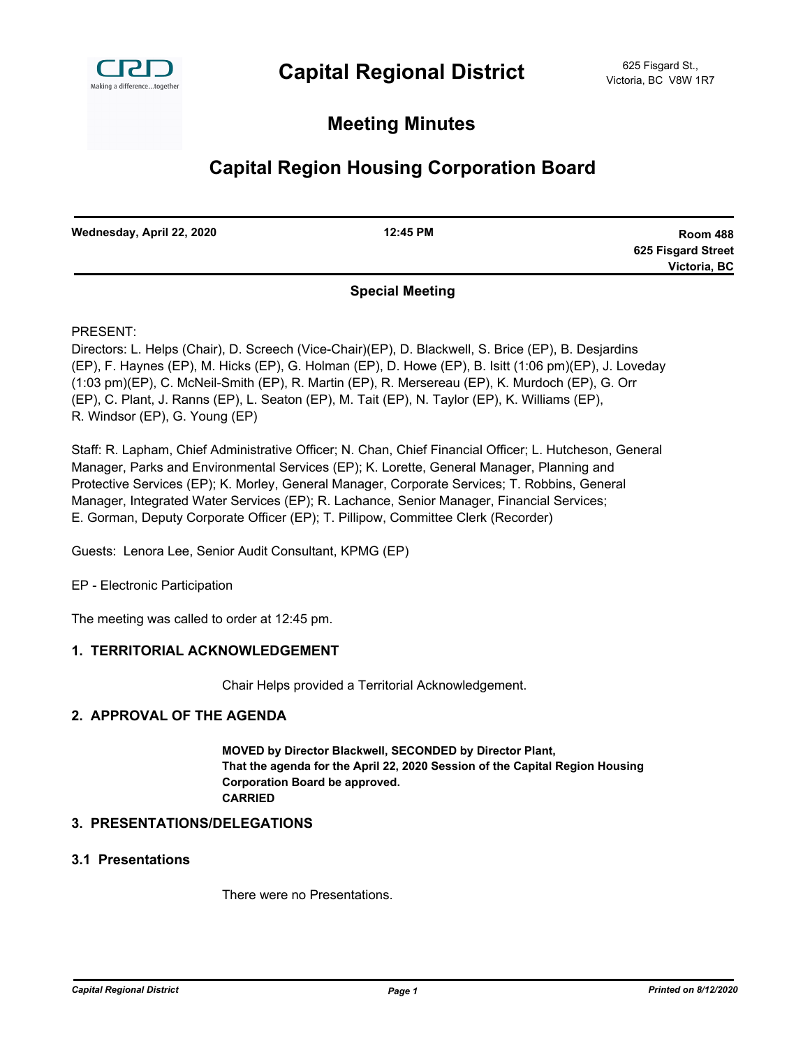# Capital Regional District

625 Fisgard St.,
Victoria, BC V8W 1R7

## Meeting Minutes

## Capital Region Housing Corporation Board

| **Wednesday, April 22, 2020** | **12:45 PM** | **Room 488 625 Fisgard Street Victoria, BC** |
|---|---|---|

**Special Meeting**

PRESENT:
Directors: L. Helps (Chair), D. Screech (Vice-Chair)(EP), D. Blackwell, S. Brice (EP), B. Desjardins (EP), F. Haynes (EP), M. Hicks (EP), G. Holman (EP), D. Howe (EP), B. Isitt (1:06 pm)(EP), J. Loveday (1:03 pm)(EP), C. McNeil-Smith (EP), R. Martin (EP), R. Mersereau (EP), K. Murdoch (EP), G. Orr (EP), C. Plant, J. Ranns (EP), L. Seaton (EP), M. Tait (EP), N. Taylor (EP), K. Williams (EP), R. Windsor (EP), G. Young (EP)

Staff: R. Lapham, Chief Administrative Officer; N. Chan, Chief Financial Officer; L. Hutcheson, General Manager, Parks and Environmental Services (EP); K. Lorette, General Manager, Planning and Protective Services (EP); K. Morley, General Manager, Corporate Services; T. Robbins, General Manager, Integrated Water Services (EP); R. Lachance, Senior Manager, Financial Services; E. Gorman, Deputy Corporate Officer (EP); T. Pillipow, Committee Clerk (Recorder)

Guests: Lenora Lee, Senior Audit Consultant, KPMG (EP)

EP - Electronic Participation

The meeting was called to order at 12:45 pm.

### 1. TERRITORIAL ACKNOWLEDGEMENT

Chair Helps provided a Territorial Acknowledgement.

### 2. APPROVAL OF THE AGENDA

**MOVED by Director Blackwell, SECONDED by Director Plant,**
**That the agenda for the April 22, 2020 Session of the Capital Region Housing Corporation Board be approved.**
**CARRIED**

### 3. PRESENTATIONS/DELEGATIONS

### 3.1 Presentations

There were no Presentations.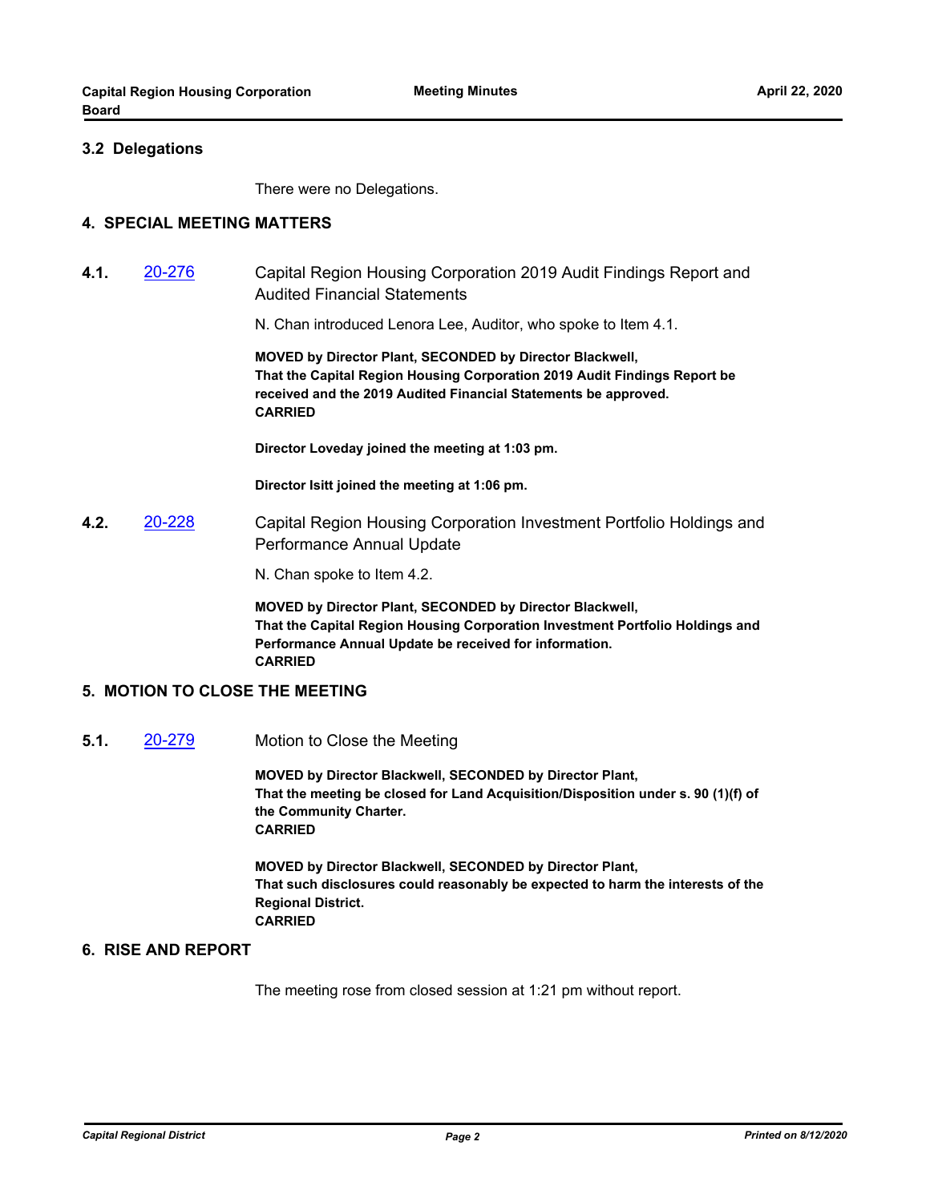### 3.2 Delegations

There were no Delegations.

## 4. SPECIAL MEETING MATTERS

**4.1.** [20-276] Capital Region Housing Corporation 2019 Audit Findings Report and Audited Financial Statements

N. Chan introduced Lenora Lee, Auditor, who spoke to Item 4.1.

**MOVED by Director Plant, SECONDED by Director Blackwell,**
**That the Capital Region Housing Corporation 2019 Audit Findings Report be received and the 2019 Audited Financial Statements be approved.**
**CARRIED**

**Director Loveday joined the meeting at 1:03 pm.**

**Director Isitt joined the meeting at 1:06 pm.**

**4.2.** [20-228] Capital Region Housing Corporation Investment Portfolio Holdings and Performance Annual Update

N. Chan spoke to Item 4.2.

**MOVED by Director Plant, SECONDED by Director Blackwell,**
**That the Capital Region Housing Corporation Investment Portfolio Holdings and Performance Annual Update be received for information.**
**CARRIED**

## 5. MOTION TO CLOSE THE MEETING

**5.1.** [20-279] Motion to Close the Meeting

**MOVED by Director Blackwell, SECONDED by Director Plant,**
**That the meeting be closed for Land Acquisition/Disposition under s. 90 (1)(f) of the Community Charter.**
**CARRIED**

**MOVED by Director Blackwell, SECONDED by Director Plant,**
**That such disclosures could reasonably be expected to harm the interests of the Regional District.**
**CARRIED**

## 6. RISE AND REPORT

The meeting rose from closed session at 1:21 pm without report.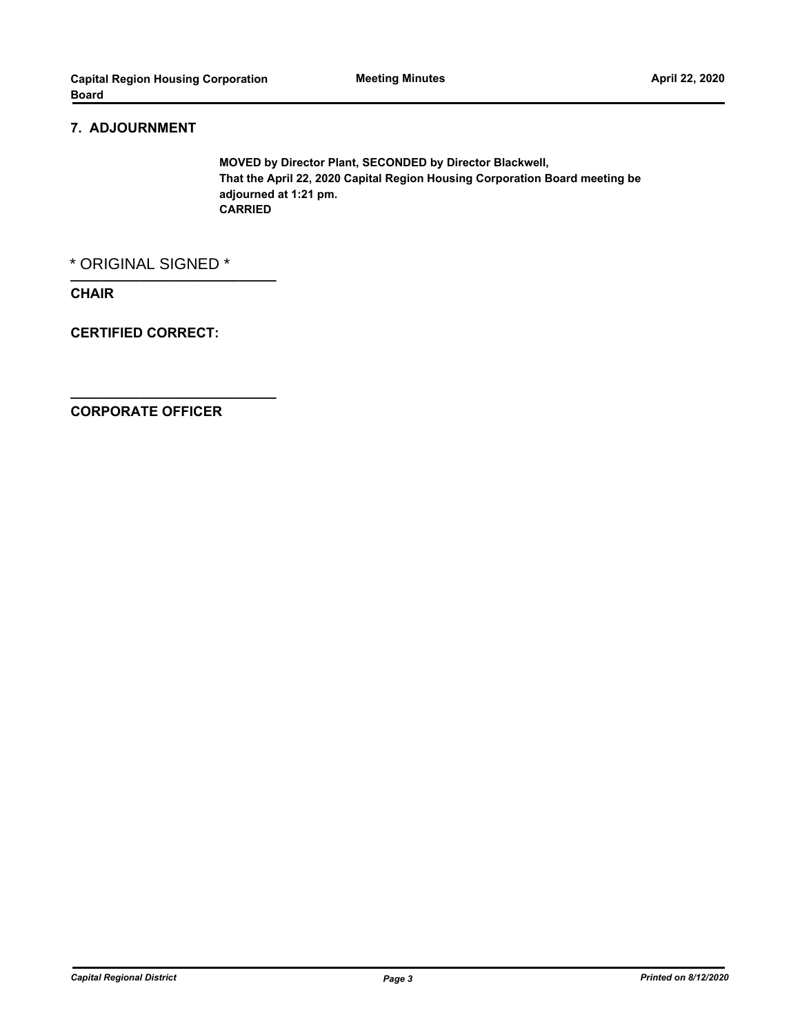## 7. ADJOURNMENT

**MOVED by Director Plant, SECONDED by Director Blackwell,**
**That the April 22, 2020 Capital Region Housing Corporation Board meeting be adjourned at 1:21 pm.**
**CARRIED**

\* ORIGINAL SIGNED \*
___________________________
**CHAIR**

**CERTIFIED CORRECT:**

___________________________
**CORPORATE OFFICER**